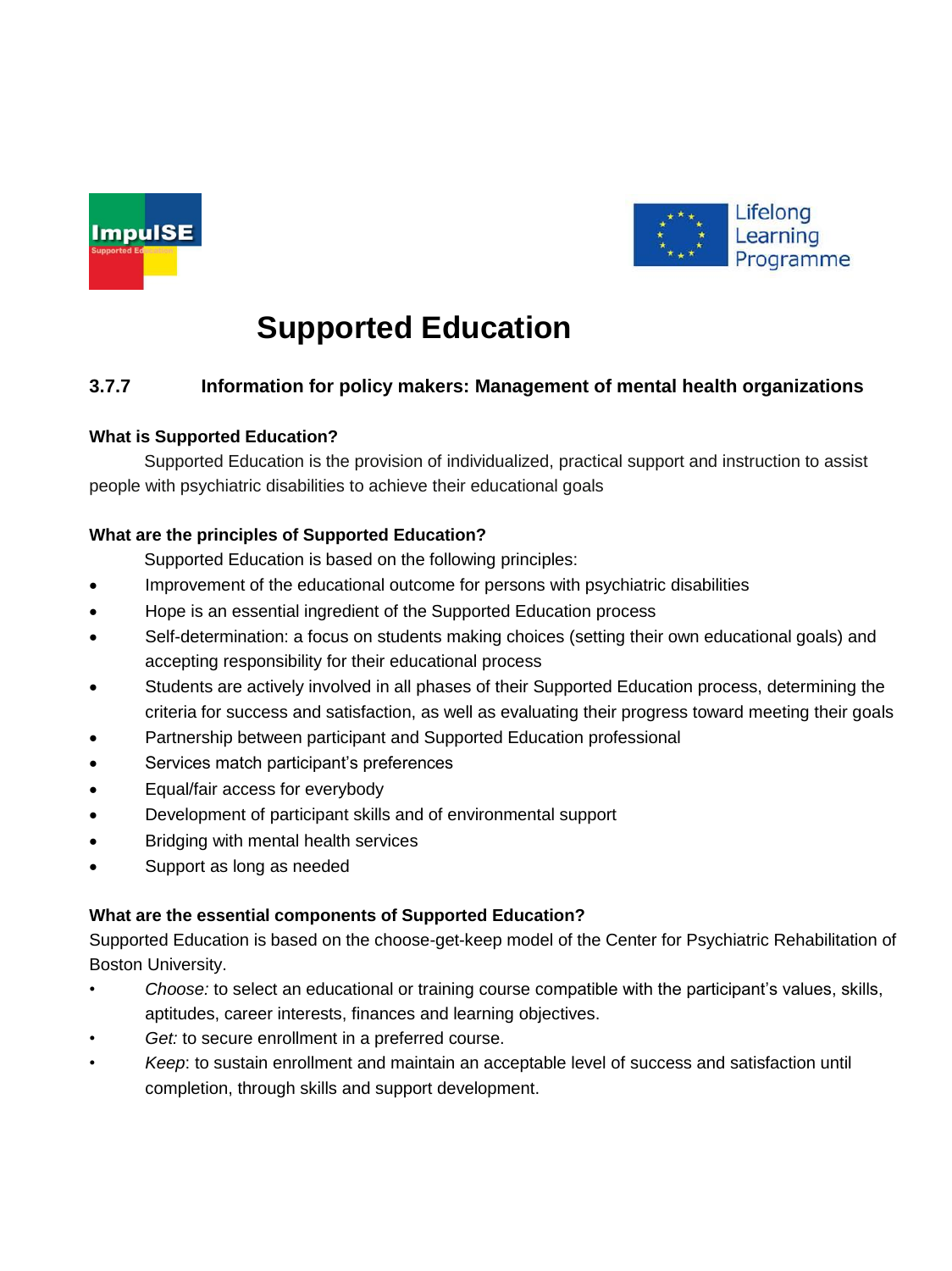# Supported Education

## 3.7.7 Information for policy makers: Management of mental health organizations

**What is Supported Education?**

Supported Education is the provision of individualized, practical support and instruction to assist people with psychiatric disabilities to achieve their educational goals

**What are the principles of Supported Education?**

Supported Education is based on the following principles:

- Improvement of the educational outcome for persons with psychiatric disabilities
- Hope is an essential ingredient of the Supported Education process
- Self-determination: a focus on students making choices (setting their own educational goals) and accepting responsibility for their educational process
- Students are actively involved in all phases of their Supported Education process, determining the criteria for success and satisfaction, as well as evaluating their progress toward meeting their goals
- Partnership between participant and Supported Education professional
- Services match participant's preferences
- Equal/fair access for everybody
- Development of participant skills and of environmental support
- Bridging with mental health services
- Support as long as needed

**What are the essential components of Supported Education?**

Supported Education is based on the choose-get-keep model of the Center for Psychiatric Rehabilitation of Boston University.

- *Choose:* to select an educational or training course compatible with the participant's values, skills, aptitudes, career interests, finances and learning objectives.
- *Get:* to secure enrollment in a preferred course.
- *Keep*: to sustain enrollment and maintain an acceptable level of success and satisfaction until completion, through skills and support development.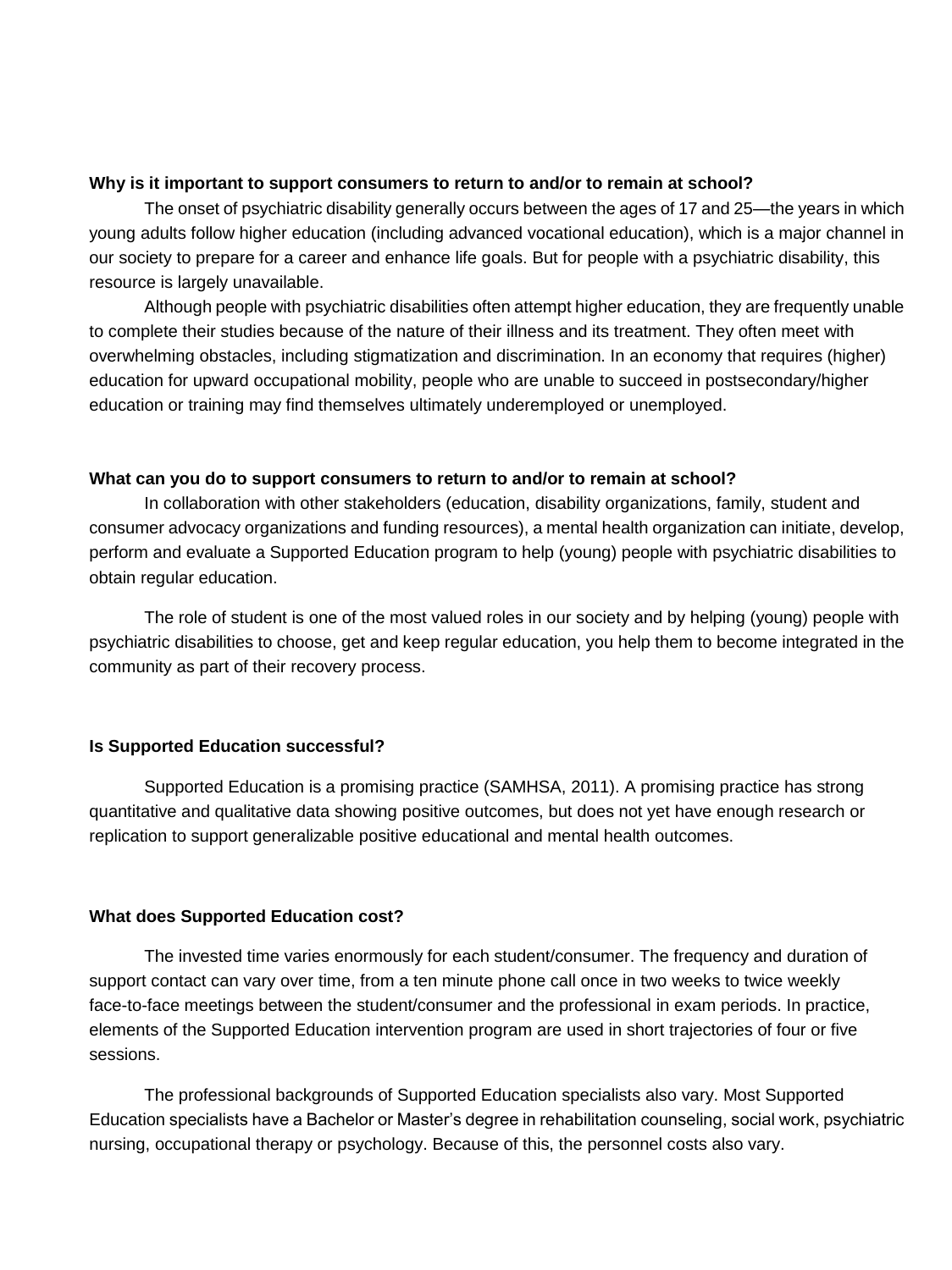**Why is it important to support consumers to return to and/or to remain at school?**

The onset of psychiatric disability generally occurs between the ages of 17 and 25—the years in which young adults follow higher education (including advanced vocational education), which is a major channel in our society to prepare for a career and enhance life goals. But for people with a psychiatric disability, this resource is largely unavailable.

Although people with psychiatric disabilities often attempt higher education, they are frequently unable to complete their studies because of the nature of their illness and its treatment. They often meet with overwhelming obstacles, including stigmatization and discrimination. In an economy that requires (higher) education for upward occupational mobility, people who are unable to succeed in postsecondary/higher education or training may find themselves ultimately underemployed or unemployed.

**What can you do to support consumers to return to and/or to remain at school?**

In collaboration with other stakeholders (education, disability organizations, family, student and consumer advocacy organizations and funding resources), a mental health organization can initiate, develop, perform and evaluate a Supported Education program to help (young) people with psychiatric disabilities to obtain regular education.

The role of student is one of the most valued roles in our society and by helping (young) people with psychiatric disabilities to choose, get and keep regular education, you help them to become integrated in the community as part of their recovery process.

**Is Supported Education successful?**

Supported Education is a promising practice (SAMHSA, 2011). A promising practice has strong quantitative and qualitative data showing positive outcomes, but does not yet have enough research or replication to support generalizable positive educational and mental health outcomes.

**What does Supported Education cost?**

The invested time varies enormously for each student/consumer. The frequency and duration of support contact can vary over time, from a ten minute phone call once in two weeks to twice weekly face-to-face meetings between the student/consumer and the professional in exam periods. In practice, elements of the Supported Education intervention program are used in short trajectories of four or five sessions.

The professional backgrounds of Supported Education specialists also vary. Most Supported Education specialists have a Bachelor or Master's degree in rehabilitation counseling, social work, psychiatric nursing, occupational therapy or psychology. Because of this, the personnel costs also vary.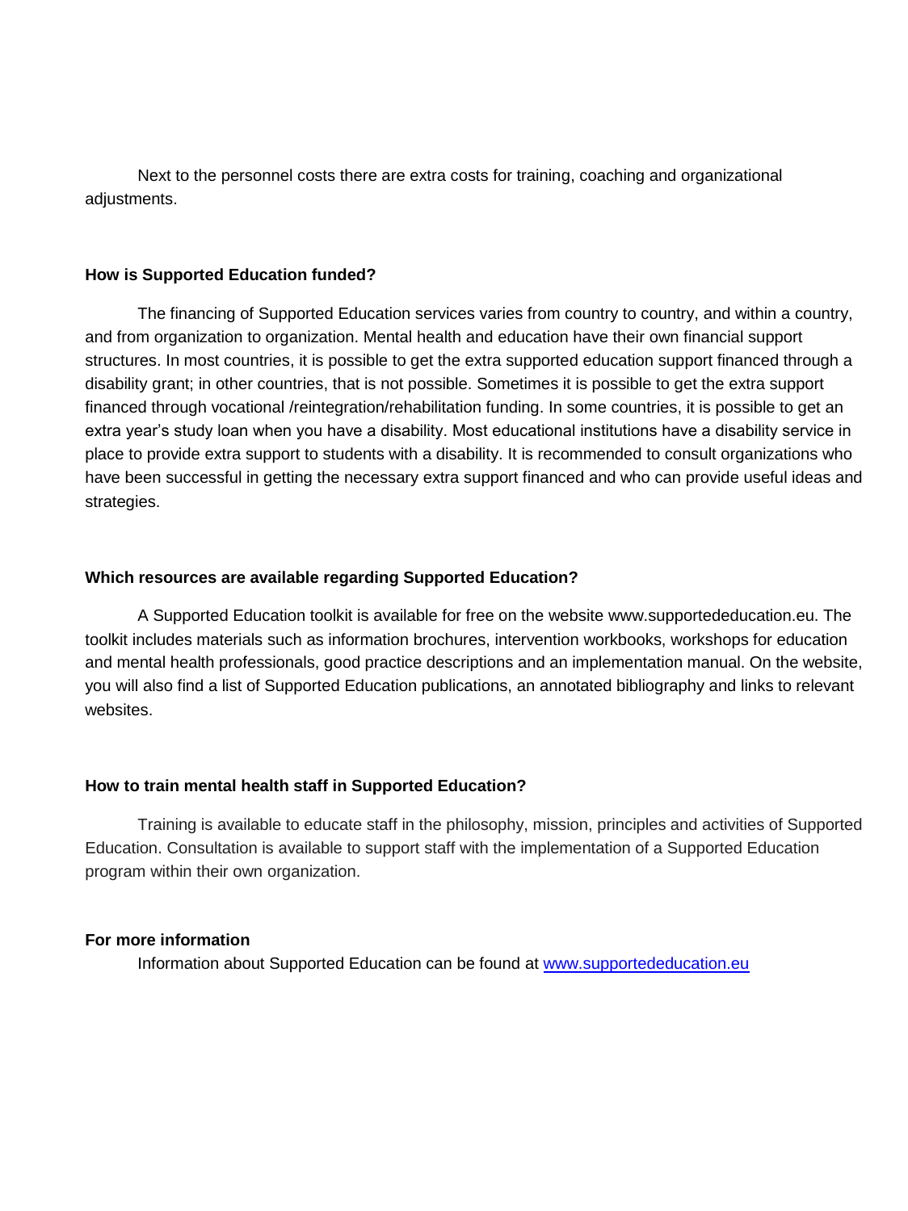Next to the personnel costs there are extra costs for training, coaching and organizational adjustments.

**How is Supported Education funded?**

The financing of Supported Education services varies from country to country, and within a country, and from organization to organization. Mental health and education have their own financial support structures. In most countries, it is possible to get the extra supported education support financed through a disability grant; in other countries, that is not possible. Sometimes it is possible to get the extra support financed through vocational /reintegration/rehabilitation funding. In some countries, it is possible to get an extra year's study loan when you have a disability. Most educational institutions have a disability service in place to provide extra support to students with a disability. It is recommended to consult organizations who have been successful in getting the necessary extra support financed and who can provide useful ideas and strategies.

**Which resources are available regarding Supported Education?**

A Supported Education toolkit is available for free on the website www.supportededucation.eu. The toolkit includes materials such as information brochures, intervention workbooks, workshops for education and mental health professionals, good practice descriptions and an implementation manual. On the website, you will also find a list of Supported Education publications, an annotated bibliography and links to relevant websites.

**How to train mental health staff in Supported Education?**

Training is available to educate staff in the philosophy, mission, principles and activities of Supported Education. Consultation is available to support staff with the implementation of a Supported Education program within their own organization.

**For more information**

Information about Supported Education can be found at [www.supportededucation.eu](http://www.supportededucation.eu)